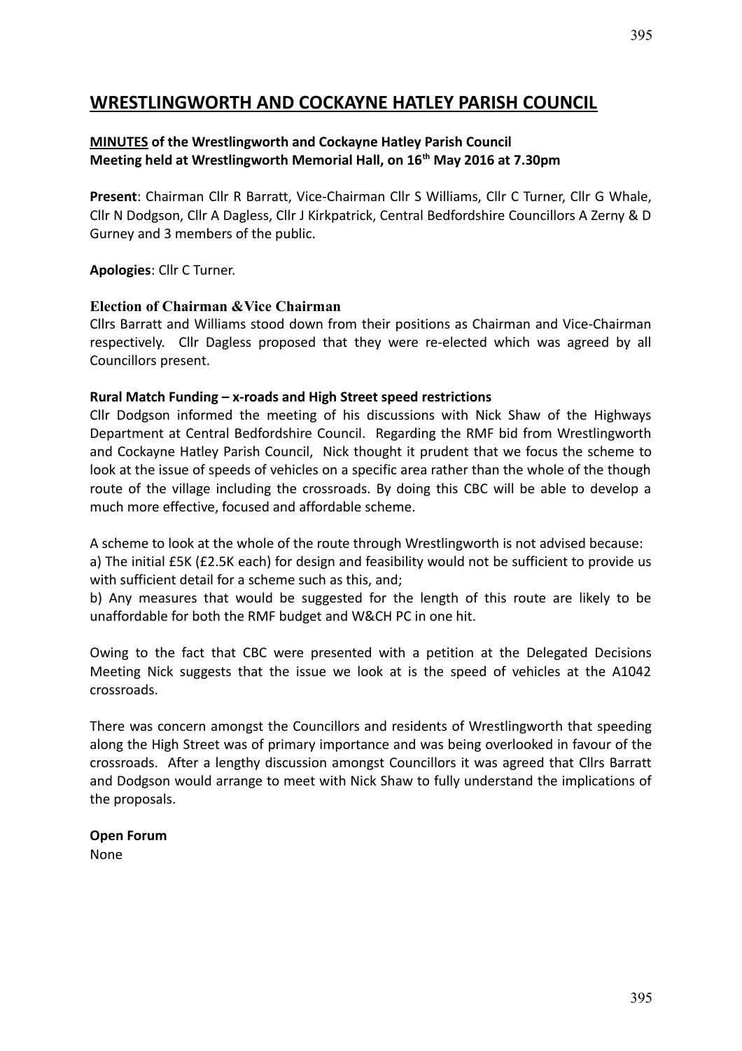# WRESTLINGWORTH AND COCKAYNE HATLEY PARISH COUNCIL

**MINUTES of the Wrestlingworth and Cockayne Hatley Parish Council Meeting held at Wrestlingworth Memorial Hall, on 16th May 2016 at 7.30pm**

**Present**: Chairman Cllr R Barratt, Vice-Chairman Cllr S Williams, Cllr C Turner, Cllr G Whale, Cllr N Dodgson, Cllr A Dagless, Cllr J Kirkpatrick, Central Bedfordshire Councillors A Zerny & D Gurney and 3 members of the public.

**Apologies**: Cllr C Turner.

### Election of Chairman &Vice Chairman

Cllrs Barratt and Williams stood down from their positions as Chairman and Vice-Chairman respectively. Cllr Dagless proposed that they were re-elected which was agreed by all Councillors present.

### Rural Match Funding – x-roads and High Street speed restrictions

Cllr Dodgson informed the meeting of his discussions with Nick Shaw of the Highways Department at Central Bedfordshire Council. Regarding the RMF bid from Wrestlingworth and Cockayne Hatley Parish Council, Nick thought it prudent that we focus the scheme to look at the issue of speeds of vehicles on a specific area rather than the whole of the though route of the village including the crossroads. By doing this CBC will be able to develop a much more effective, focused and affordable scheme.

A scheme to look at the whole of the route through Wrestlingworth is not advised because:

a) The initial £5K (£2.5K each) for design and feasibility would not be sufficient to provide us with sufficient detail for a scheme such as this, and;

b) Any measures that would be suggested for the length of this route are likely to be unaffordable for both the RMF budget and W&CH PC in one hit.

Owing to the fact that CBC were presented with a petition at the Delegated Decisions Meeting Nick suggests that the issue we look at is the speed of vehicles at the A1042 crossroads.

There was concern amongst the Councillors and residents of Wrestlingworth that speeding along the High Street was of primary importance and was being overlooked in favour of the crossroads. After a lengthy discussion amongst Councillors it was agreed that Cllrs Barratt and Dodgson would arrange to meet with Nick Shaw to fully understand the implications of the proposals.

### Open Forum

None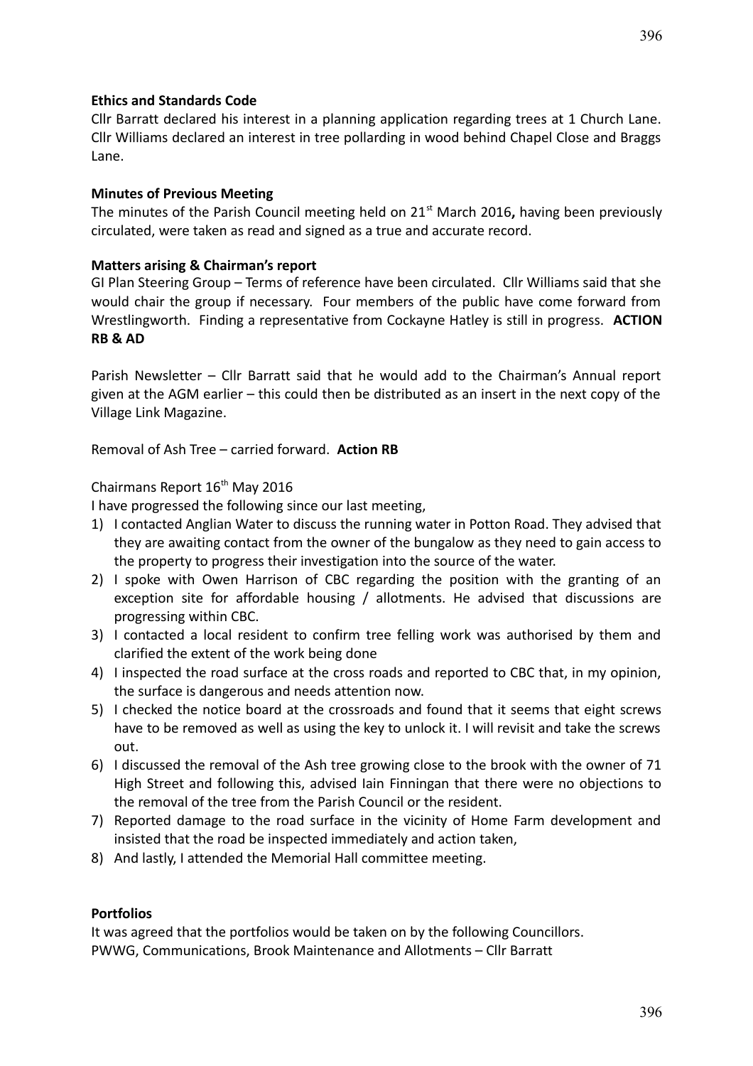**Ethics and Standards Code**

Cllr Barratt declared his interest in a planning application regarding trees at 1 Church Lane. Cllr Williams declared an interest in tree pollarding in wood behind Chapel Close and Braggs Lane.

**Minutes of Previous Meeting**

The minutes of the Parish Council meeting held on 21st March 2016**,** having been previously circulated, were taken as read and signed as a true and accurate record.

**Matters arising & Chairman's report**

GI Plan Steering Group – Terms of reference have been circulated. Cllr Williams said that she would chair the group if necessary. Four members of the public have come forward from Wrestlingworth. Finding a representative from Cockayne Hatley is still in progress. **ACTION RB & AD**

Parish Newsletter – Cllr Barratt said that he would add to the Chairman's Annual report given at the AGM earlier – this could then be distributed as an insert in the next copy of the Village Link Magazine.

Removal of Ash Tree – carried forward. **Action RB**

Chairmans Report 16th May 2016

I have progressed the following since our last meeting,

1) I contacted Anglian Water to discuss the running water in Potton Road. They advised that they are awaiting contact from the owner of the bungalow as they need to gain access to the property to progress their investigation into the source of the water.
2) I spoke with Owen Harrison of CBC regarding the position with the granting of an exception site for affordable housing / allotments. He advised that discussions are progressing within CBC.
3) I contacted a local resident to confirm tree felling work was authorised by them and clarified the extent of the work being done
4) I inspected the road surface at the cross roads and reported to CBC that, in my opinion, the surface is dangerous and needs attention now.
5) I checked the notice board at the crossroads and found that it seems that eight screws have to be removed as well as using the key to unlock it. I will revisit and take the screws out.
6) I discussed the removal of the Ash tree growing close to the brook with the owner of 71 High Street and following this, advised Iain Finningan that there were no objections to the removal of the tree from the Parish Council or the resident.
7) Reported damage to the road surface in the vicinity of Home Farm development and insisted that the road be inspected immediately and action taken,
8) And lastly, I attended the Memorial Hall committee meeting.

**Portfolios**

It was agreed that the portfolios would be taken on by the following Councillors.

PWWG, Communications, Brook Maintenance and Allotments – Cllr Barratt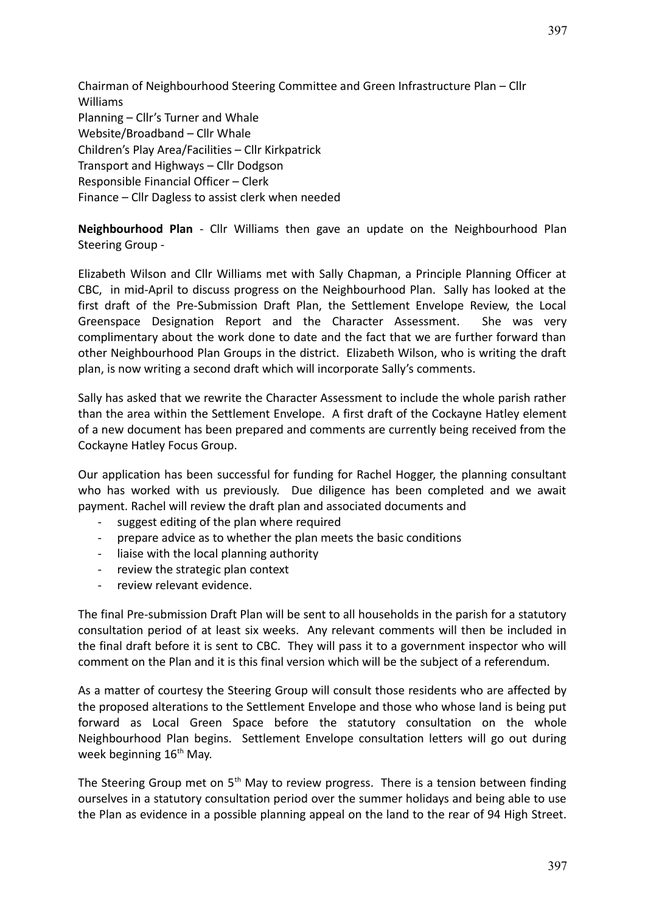Chairman of Neighbourhood Steering Committee and Green Infrastructure Plan – Cllr Williams
Planning – Cllr's Turner and Whale
Website/Broadband – Cllr Whale
Children's Play Area/Facilities – Cllr Kirkpatrick
Transport and Highways – Cllr Dodgson
Responsible Financial Officer – Clerk
Finance – Cllr Dagless to assist clerk when needed

**Neighbourhood Plan** - Cllr Williams then gave an update on the Neighbourhood Plan Steering Group -

Elizabeth Wilson and Cllr Williams met with Sally Chapman, a Principle Planning Officer at CBC, in mid-April to discuss progress on the Neighbourhood Plan. Sally has looked at the first draft of the Pre-Submission Draft Plan, the Settlement Envelope Review, the Local Greenspace Designation Report and the Character Assessment. She was very complimentary about the work done to date and the fact that we are further forward than other Neighbourhood Plan Groups in the district. Elizabeth Wilson, who is writing the draft plan, is now writing a second draft which will incorporate Sally's comments.

Sally has asked that we rewrite the Character Assessment to include the whole parish rather than the area within the Settlement Envelope. A first draft of the Cockayne Hatley element of a new document has been prepared and comments are currently being received from the Cockayne Hatley Focus Group.

Our application has been successful for funding for Rachel Hogger, the planning consultant who has worked with us previously. Due diligence has been completed and we await payment. Rachel will review the draft plan and associated documents and

- suggest editing of the plan where required
- prepare advice as to whether the plan meets the basic conditions
- liaise with the local planning authority
- review the strategic plan context
- review relevant evidence.

The final Pre-submission Draft Plan will be sent to all households in the parish for a statutory consultation period of at least six weeks. Any relevant comments will then be included in the final draft before it is sent to CBC. They will pass it to a government inspector who will comment on the Plan and it is this final version which will be the subject of a referendum.

As a matter of courtesy the Steering Group will consult those residents who are affected by the proposed alterations to the Settlement Envelope and those who whose land is being put forward as Local Green Space before the statutory consultation on the whole Neighbourhood Plan begins. Settlement Envelope consultation letters will go out during week beginning 16th May.

The Steering Group met on 5th May to review progress. There is a tension between finding ourselves in a statutory consultation period over the summer holidays and being able to use the Plan as evidence in a possible planning appeal on the land to the rear of 94 High Street.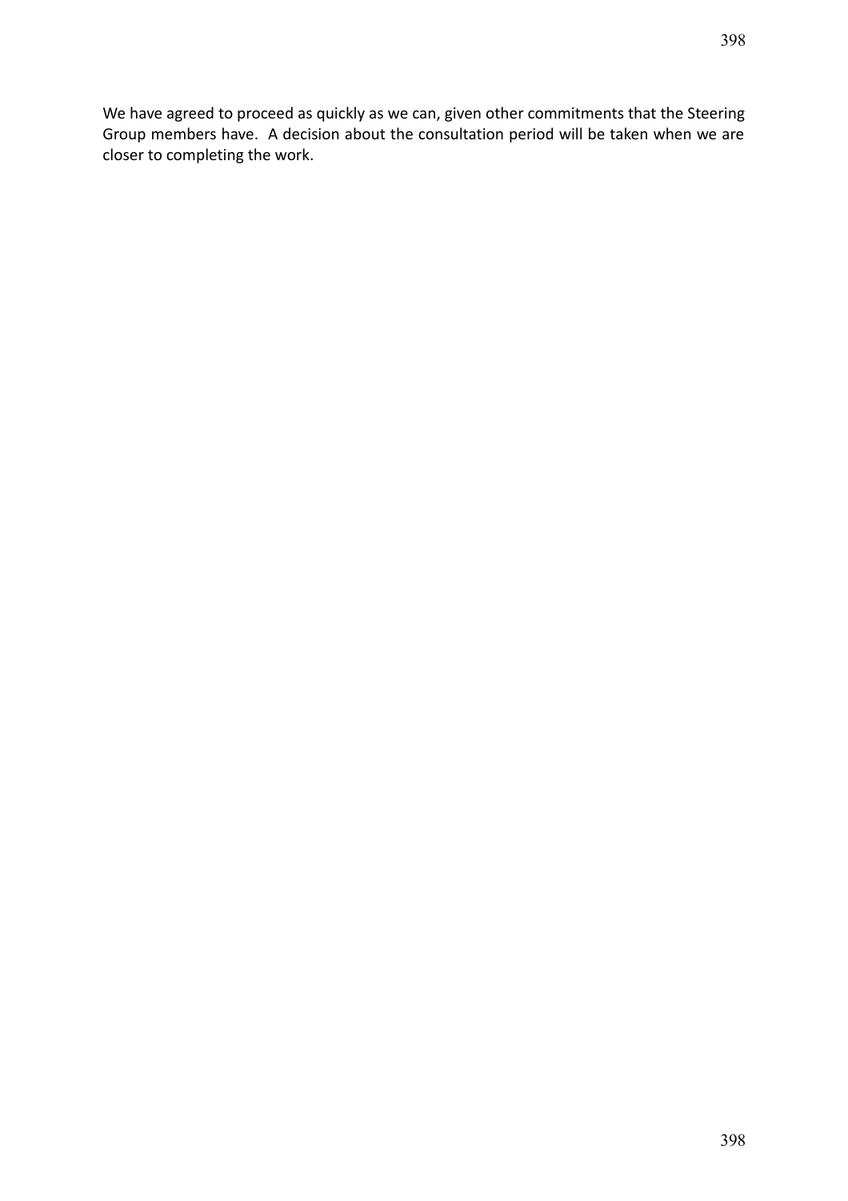We have agreed to proceed as quickly as we can, given other commitments that the Steering Group members have. A decision about the consultation period will be taken when we are closer to completing the work.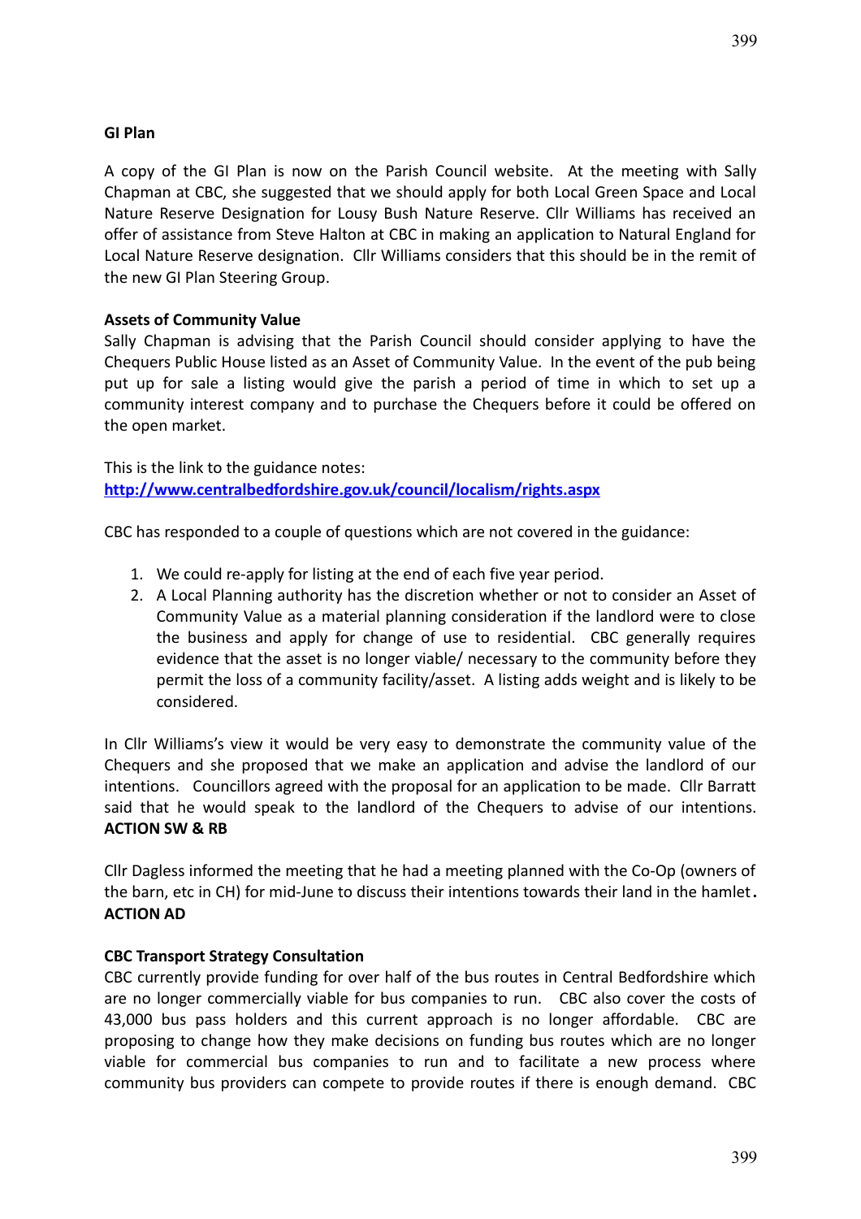**GI Plan**

A copy of the GI Plan is now on the Parish Council website. At the meeting with Sally Chapman at CBC, she suggested that we should apply for both Local Green Space and Local Nature Reserve Designation for Lousy Bush Nature Reserve. Cllr Williams has received an offer of assistance from Steve Halton at CBC in making an application to Natural England for Local Nature Reserve designation. Cllr Williams considers that this should be in the remit of the new GI Plan Steering Group.

**Assets of Community Value**

Sally Chapman is advising that the Parish Council should consider applying to have the Chequers Public House listed as an Asset of Community Value. In the event of the pub being put up for sale a listing would give the parish a period of time in which to set up a community interest company and to purchase the Chequers before it could be offered on the open market.

This is the link to the guidance notes:
**http://www.centralbedfordshire.gov.uk/council/localism/rights.aspx**

CBC has responded to a couple of questions which are not covered in the guidance:

1. We could re-apply for listing at the end of each five year period.
2. A Local Planning authority has the discretion whether or not to consider an Asset of Community Value as a material planning consideration if the landlord were to close the business and apply for change of use to residential. CBC generally requires evidence that the asset is no longer viable/ necessary to the community before they permit the loss of a community facility/asset. A listing adds weight and is likely to be considered.

In Cllr Williams's view it would be very easy to demonstrate the community value of the Chequers and she proposed that we make an application and advise the landlord of our intentions. Councillors agreed with the proposal for an application to be made. Cllr Barratt said that he would speak to the landlord of the Chequers to advise of our intentions.
**ACTION SW & RB**

Cllr Dagless informed the meeting that he had a meeting planned with the Co-Op (owners of the barn, etc in CH) for mid-June to discuss their intentions towards their land in the hamlet.
**ACTION AD**

**CBC Transport Strategy Consultation**

CBC currently provide funding for over half of the bus routes in Central Bedfordshire which are no longer commercially viable for bus companies to run. CBC also cover the costs of 43,000 bus pass holders and this current approach is no longer affordable. CBC are proposing to change how they make decisions on funding bus routes which are no longer viable for commercial bus companies to run and to facilitate a new process where community bus providers can compete to provide routes if there is enough demand. CBC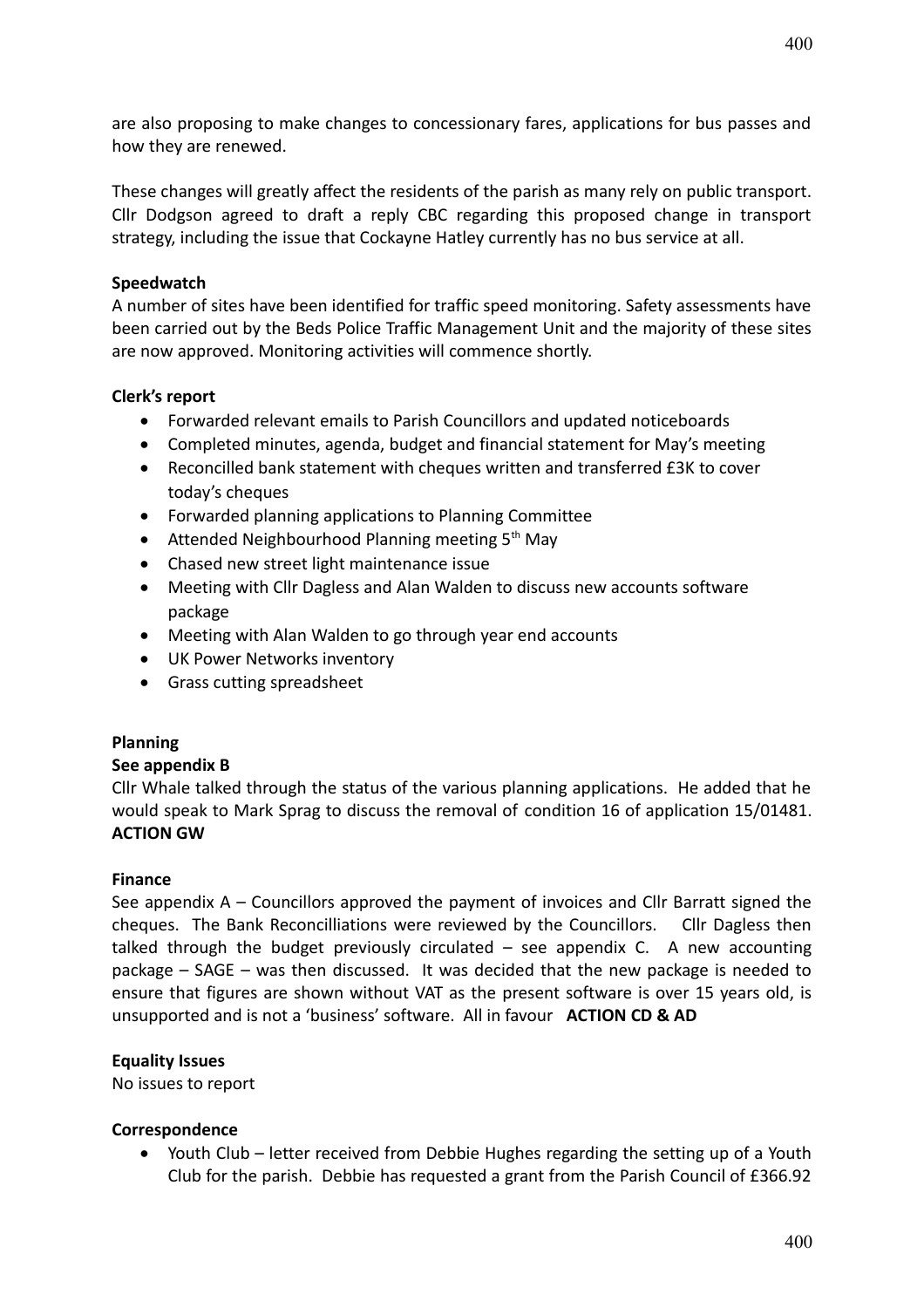are also proposing to make changes to concessionary fares, applications for bus passes and how they are renewed.

These changes will greatly affect the residents of the parish as many rely on public transport. Cllr Dodgson agreed to draft a reply CBC regarding this proposed change in transport strategy, including the issue that Cockayne Hatley currently has no bus service at all.

**Speedwatch**

A number of sites have been identified for traffic speed monitoring. Safety assessments have been carried out by the Beds Police Traffic Management Unit and the majority of these sites are now approved. Monitoring activities will commence shortly.

**Clerk's report**

- Forwarded relevant emails to Parish Councillors and updated noticeboards
- Completed minutes, agenda, budget and financial statement for May's meeting
- Reconcilled bank statement with cheques written and transferred £3K to cover today's cheques
- Forwarded planning applications to Planning Committee
- Attended Neighbourhood Planning meeting 5th May
- Chased new street light maintenance issue
- Meeting with Cllr Dagless and Alan Walden to discuss new accounts software package
- Meeting with Alan Walden to go through year end accounts
- UK Power Networks inventory
- Grass cutting spreadsheet

**Planning**

**See appendix B**

Cllr Whale talked through the status of the various planning applications. He added that he would speak to Mark Sprag to discuss the removal of condition 16 of application 15/01481. **ACTION GW**

**Finance**

See appendix A – Councillors approved the payment of invoices and Cllr Barratt signed the cheques. The Bank Reconcilliations were reviewed by the Councillors. Cllr Dagless then talked through the budget previously circulated – see appendix C. A new accounting package – SAGE – was then discussed. It was decided that the new package is needed to ensure that figures are shown without VAT as the present software is over 15 years old, is unsupported and is not a 'business' software. All in favour **ACTION CD & AD**

**Equality Issues**

No issues to report

**Correspondence**

- Youth Club – letter received from Debbie Hughes regarding the setting up of a Youth Club for the parish. Debbie has requested a grant from the Parish Council of £366.92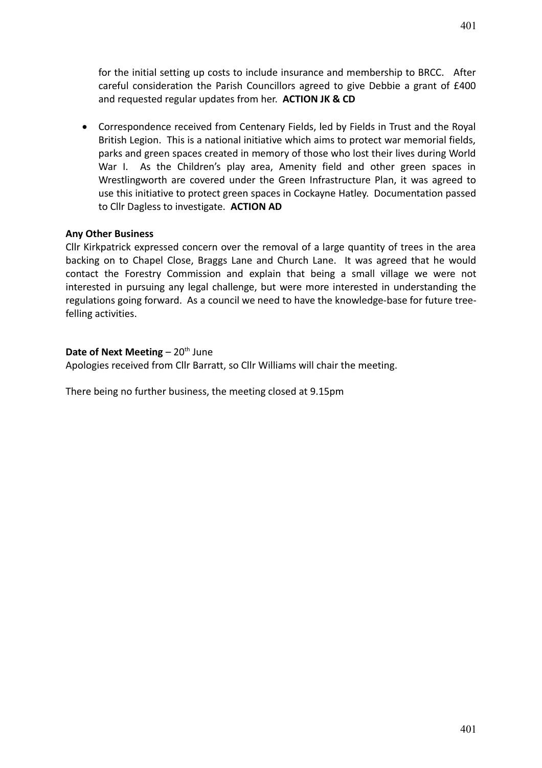for the initial setting up costs to include insurance and membership to BRCC. After careful consideration the Parish Councillors agreed to give Debbie a grant of £400 and requested regular updates from her. **ACTION JK & CD**

- Correspondence received from Centenary Fields, led by Fields in Trust and the Royal British Legion. This is a national initiative which aims to protect war memorial fields, parks and green spaces created in memory of those who lost their lives during World War I. As the Children's play area, Amenity field and other green spaces in Wrestlingworth are covered under the Green Infrastructure Plan, it was agreed to use this initiative to protect green spaces in Cockayne Hatley. Documentation passed to Cllr Dagless to investigate. **ACTION AD**

**Any Other Business**

Cllr Kirkpatrick expressed concern over the removal of a large quantity of trees in the area backing on to Chapel Close, Braggs Lane and Church Lane. It was agreed that he would contact the Forestry Commission and explain that being a small village we were not interested in pursuing any legal challenge, but were more interested in understanding the regulations going forward. As a council we need to have the knowledge-base for future tree-felling activities.

**Date of Next Meeting** – 20th June

Apologies received from Cllr Barratt, so Cllr Williams will chair the meeting.

There being no further business, the meeting closed at 9.15pm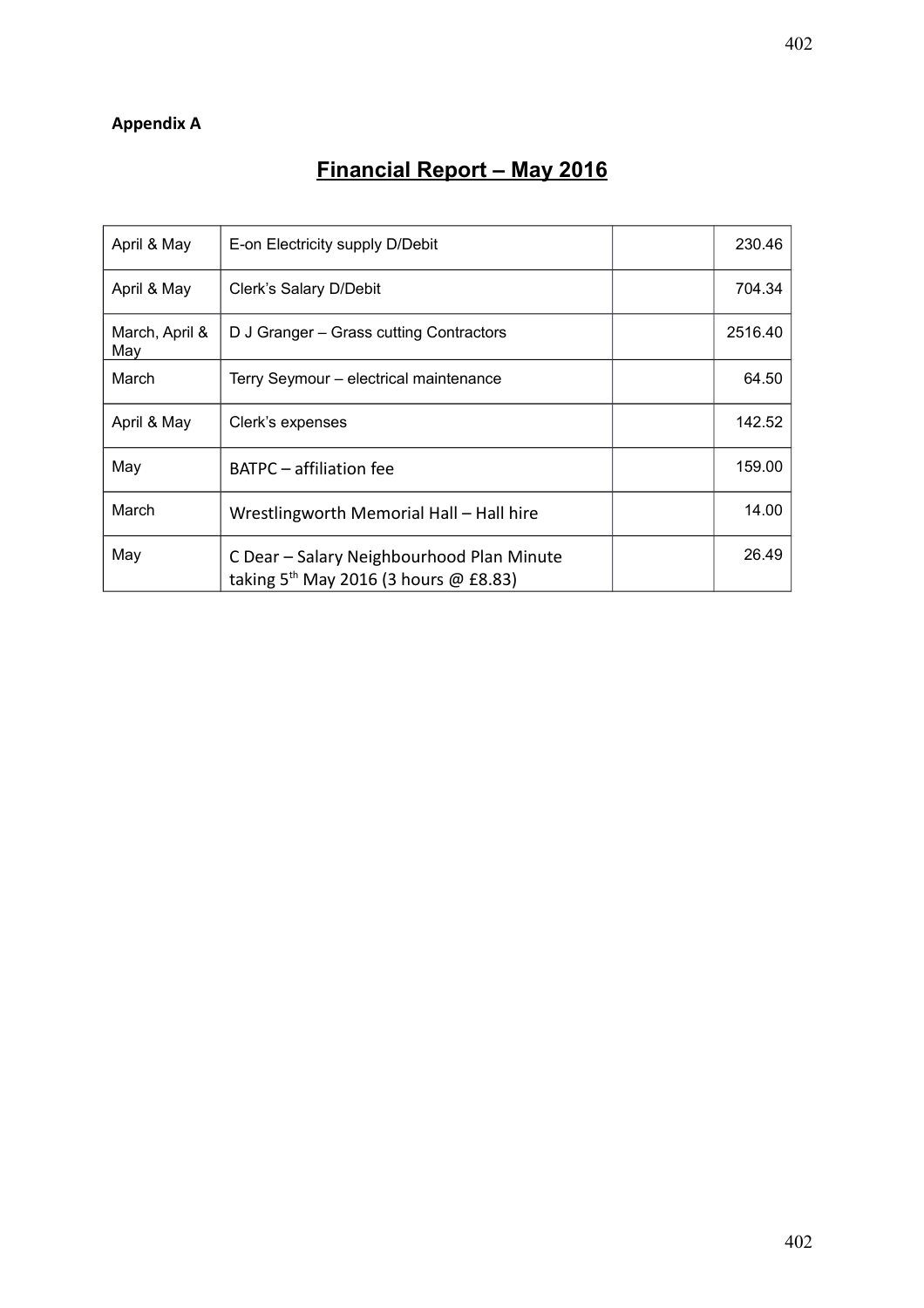**Appendix A**

# Financial Report – May 2016

| | | | |
|---|---|---|---|
| April & May | E-on Electricity supply D/Debit | | 230.46 |
| April & May | Clerk's Salary D/Debit | | 704.34 |
| March, April & May | D J Granger – Grass cutting Contractors | | 2516.40 |
| March | Terry Seymour – electrical maintenance | | 64.50 |
| April & May | Clerk's expenses | | 142.52 |
| May | BATPC – affiliation fee | | 159.00 |
| March | Wrestlingworth Memorial Hall – Hall hire | | 14.00 |
| May | C Dear – Salary Neighbourhood Plan Minute taking 5th May 2016 (3 hours @ £8.83) | | 26.49 |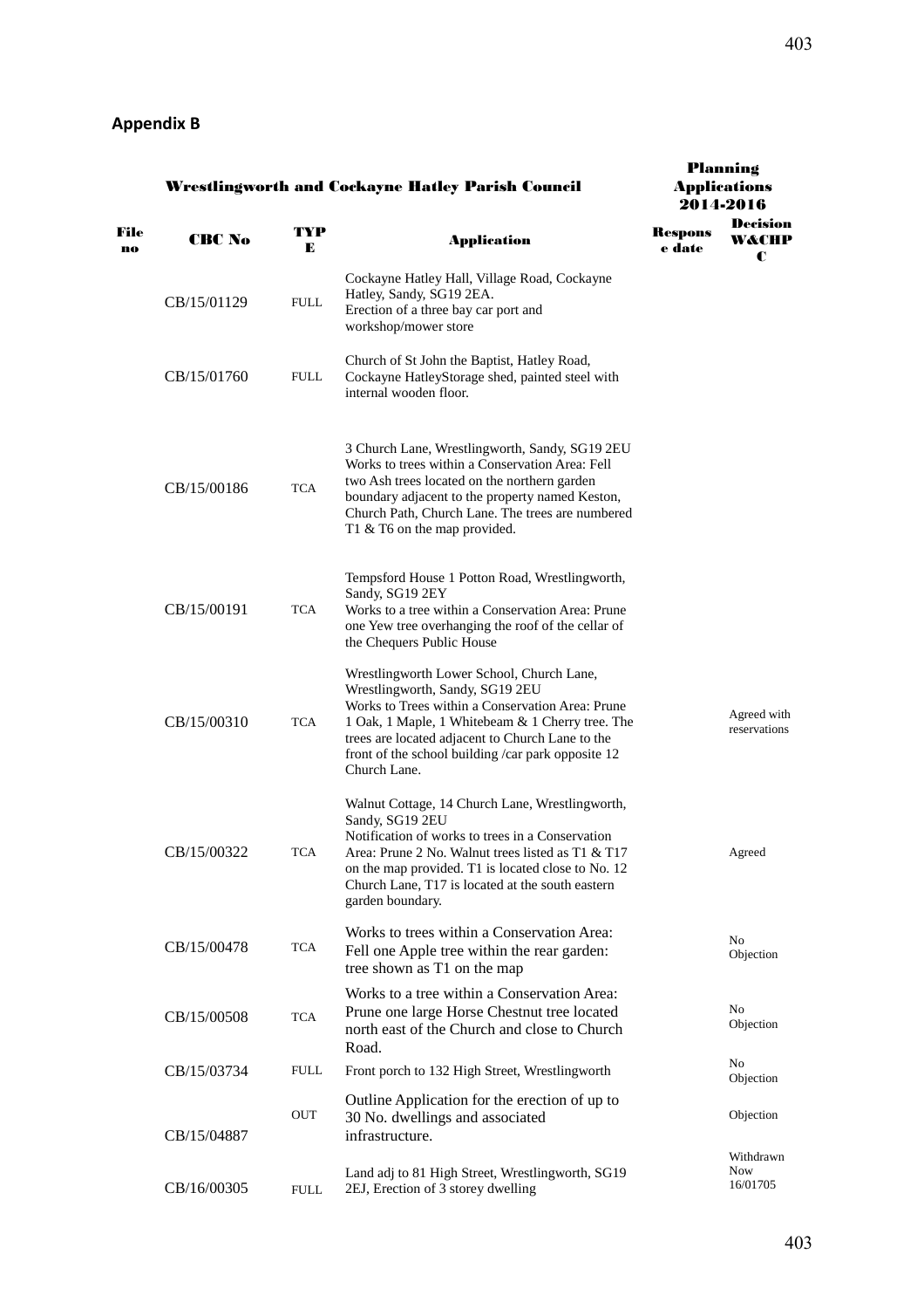## Appendix B

| File no | CBC No | TYPE | Application | Response date | Decision W&CHPC |
|---|---|---|---|---|---|
| | | | **Wrestlingworth and Cockayne Hatley Parish Council** | **Planning Applications 2014-2016** | |
| | CB/15/01129 | FULL | Cockayne Hatley Hall, Village Road, Cockayne Hatley, Sandy, SG19 2EA. Erection of a three bay car port and workshop/mower store | | |
| | CB/15/01760 | FULL | Church of St John the Baptist, Hatley Road, Cockayne HatleyStorage shed, painted steel with internal wooden floor. | | |
| | CB/15/00186 | TCA | 3 Church Lane, Wrestlingworth, Sandy, SG19 2EU Works to trees within a Conservation Area: Fell two Ash trees located on the northern garden boundary adjacent to the property named Keston, Church Path, Church Lane. The trees are numbered T1 & T6 on the map provided. | | |
| | CB/15/00191 | TCA | Tempsford House 1 Potton Road, Wrestlingworth, Sandy, SG19 2EY Works to a tree within a Conservation Area: Prune one Yew tree overhanging the roof of the cellar of the Chequers Public House | | |
| | CB/15/00310 | TCA | Wrestlingworth Lower School, Church Lane, Wrestlingworth, Sandy, SG19 2EU Works to Trees within a Conservation Area: Prune 1 Oak, 1 Maple, 1 Whitebeam & 1 Cherry tree. The trees are located adjacent to Church Lane to the front of the school building /car park opposite 12 Church Lane. | | Agreed with reservations |
| | CB/15/00322 | TCA | Walnut Cottage, 14 Church Lane, Wrestlingworth, Sandy, SG19 2EU Notification of works to trees in a Conservation Area: Prune 2 No. Walnut trees listed as T1 & T17 on the map provided. T1 is located close to No. 12 Church Lane, T17 is located at the south eastern garden boundary. | | Agreed |
| | CB/15/00478 | TCA | Works to trees within a Conservation Area: Fell one Apple tree within the rear garden: tree shown as T1 on the map | | No Objection |
| | CB/15/00508 | TCA | Works to a tree within a Conservation Area: Prune one large Horse Chestnut tree located north east of the Church and close to Church Road. | | No Objection |
| | CB/15/03734 | FULL | Front porch to 132 High Street, Wrestlingworth | | No Objection |
| | CB/15/04887 | OUT | Outline Application for the erection of up to 30 No. dwellings and associated infrastructure. | | Objection |
| | CB/16/00305 | FULL | Land adj to 81 High Street, Wrestlingworth, SG19 2EJ, Erection of 3 storey dwelling | | Withdrawn Now 16/01705 |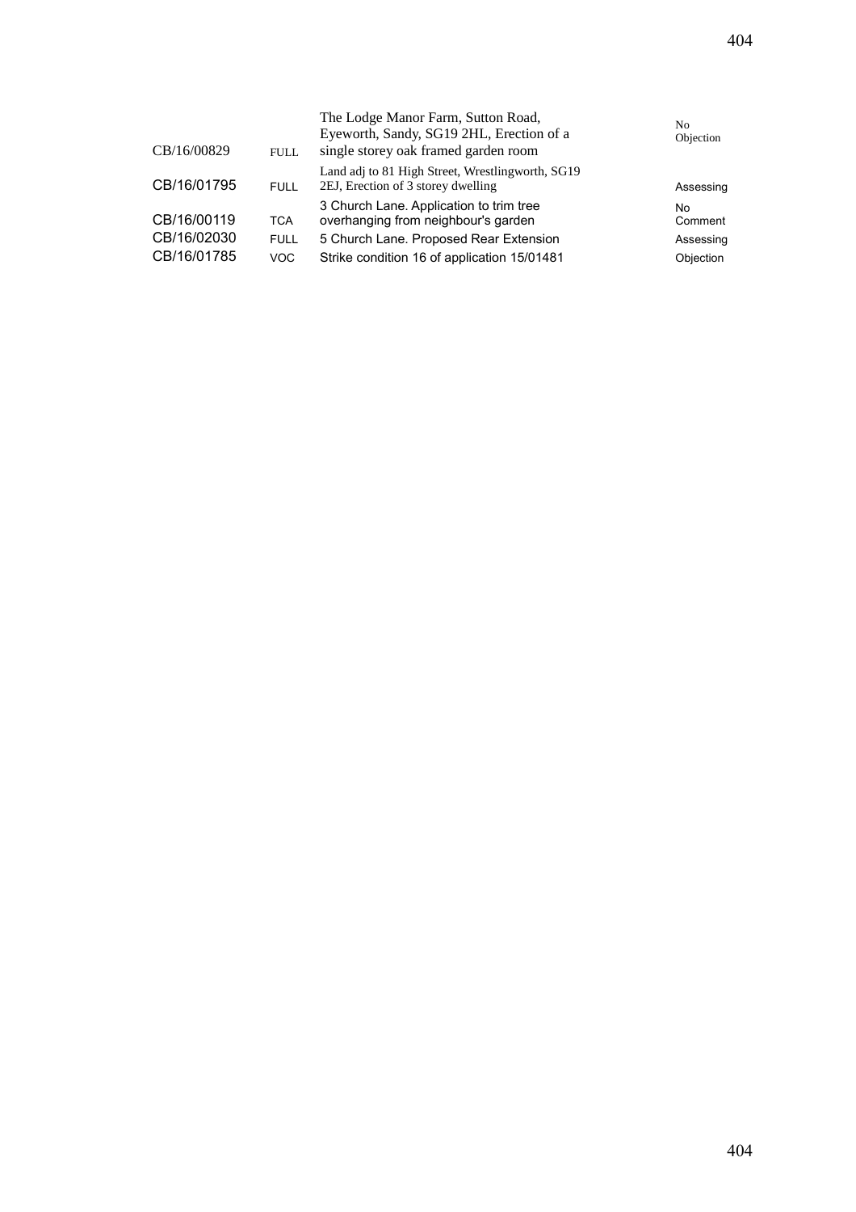| | | | |
|---|---|---|---|
| CB/16/00829 | FULL | The Lodge Manor Farm, Sutton Road, Eyeworth, Sandy, SG19 2HL, Erection of a single storey oak framed garden room | No Objection |
| CB/16/01795 | FULL | Land adj to 81 High Street, Wrestlingworth, SG19 2EJ, Erection of 3 storey dwelling | Assessing |
| CB/16/00119 | TCA | 3 Church Lane. Application to trim tree overhanging from neighbour's garden | No Comment |
| CB/16/02030 | FULL | 5 Church Lane. Proposed Rear Extension | Assessing |
| CB/16/01785 | VOC | Strike condition 16 of application 15/01481 | Objection |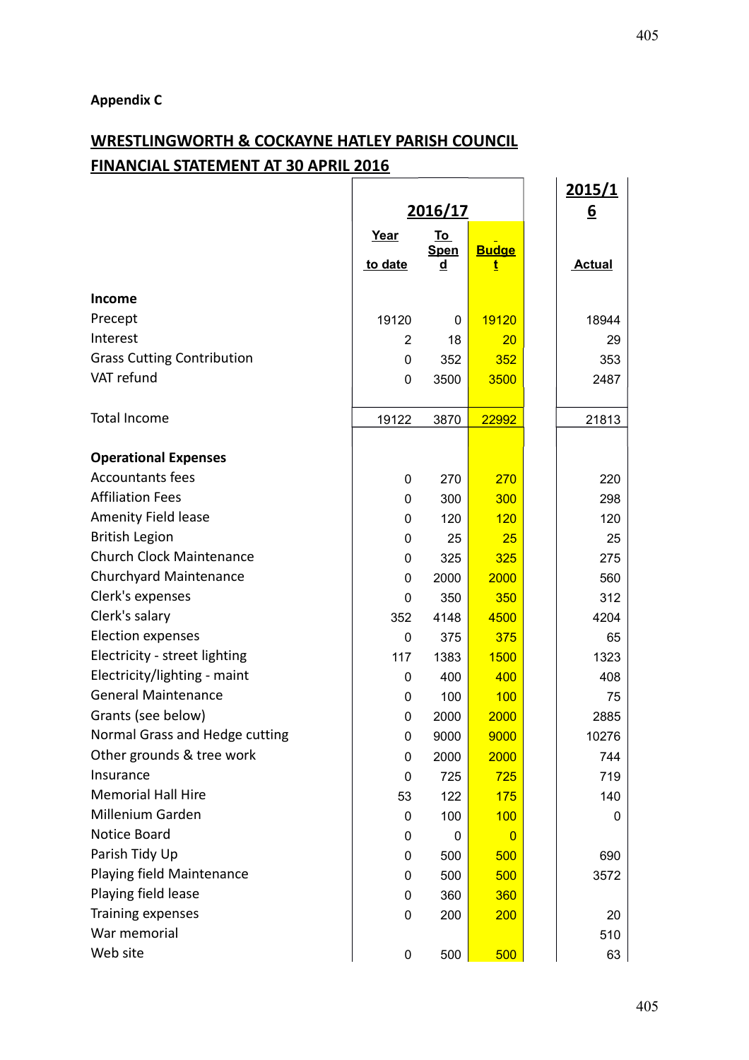**Appendix C**

## WRESTLINGWORTH & COCKAYNE HATLEY PARISH COUNCIL
## FINANCIAL STATEMENT AT 30 APRIL 2016

| | 2016/17 | | | 2015/16 |
|---|---|---|---|---|
| | Year to date | To Spend | Budget | Actual |
| **Income** | | | | |
| Precept | 19120 | 0 | 19120 | 18944 |
| Interest | 2 | 18 | 20 | 29 |
| Grass Cutting Contribution | 0 | 352 | 352 | 353 |
| VAT refund | 0 | 3500 | 3500 | 2487 |
| Total Income | 19122 | 3870 | 22992 | 21813 |
| **Operational Expenses** | | | | |
| Accountants fees | 0 | 270 | 270 | 220 |
| Affiliation Fees | 0 | 300 | 300 | 298 |
| Amenity Field lease | 0 | 120 | 120 | 120 |
| British Legion | 0 | 25 | 25 | 25 |
| Church Clock Maintenance | 0 | 325 | 325 | 275 |
| Churchyard Maintenance | 0 | 2000 | 2000 | 560 |
| Clerk's expenses | 0 | 350 | 350 | 312 |
| Clerk's salary | 352 | 4148 | 4500 | 4204 |
| Election expenses | 0 | 375 | 375 | 65 |
| Electricity - street lighting | 117 | 1383 | 1500 | 1323 |
| Electricity/lighting - maint | 0 | 400 | 400 | 408 |
| General Maintenance | 0 | 100 | 100 | 75 |
| Grants (see below) | 0 | 2000 | 2000 | 2885 |
| Normal Grass and Hedge cutting | 0 | 9000 | 9000 | 10276 |
| Other grounds & tree work | 0 | 2000 | 2000 | 744 |
| Insurance | 0 | 725 | 725 | 719 |
| Memorial Hall Hire | 53 | 122 | 175 | 140 |
| Millenium Garden | 0 | 100 | 100 | 0 |
| Notice Board | 0 | 0 | 0 | |
| Parish Tidy Up | 0 | 500 | 500 | 690 |
| Playing field Maintenance | 0 | 500 | 500 | 3572 |
| Playing field lease | 0 | 360 | 360 | |
| Training expenses | 0 | 200 | 200 | 20 |
| War memorial | | | | 510 |
| Web site | 0 | 500 | 500 | 63 |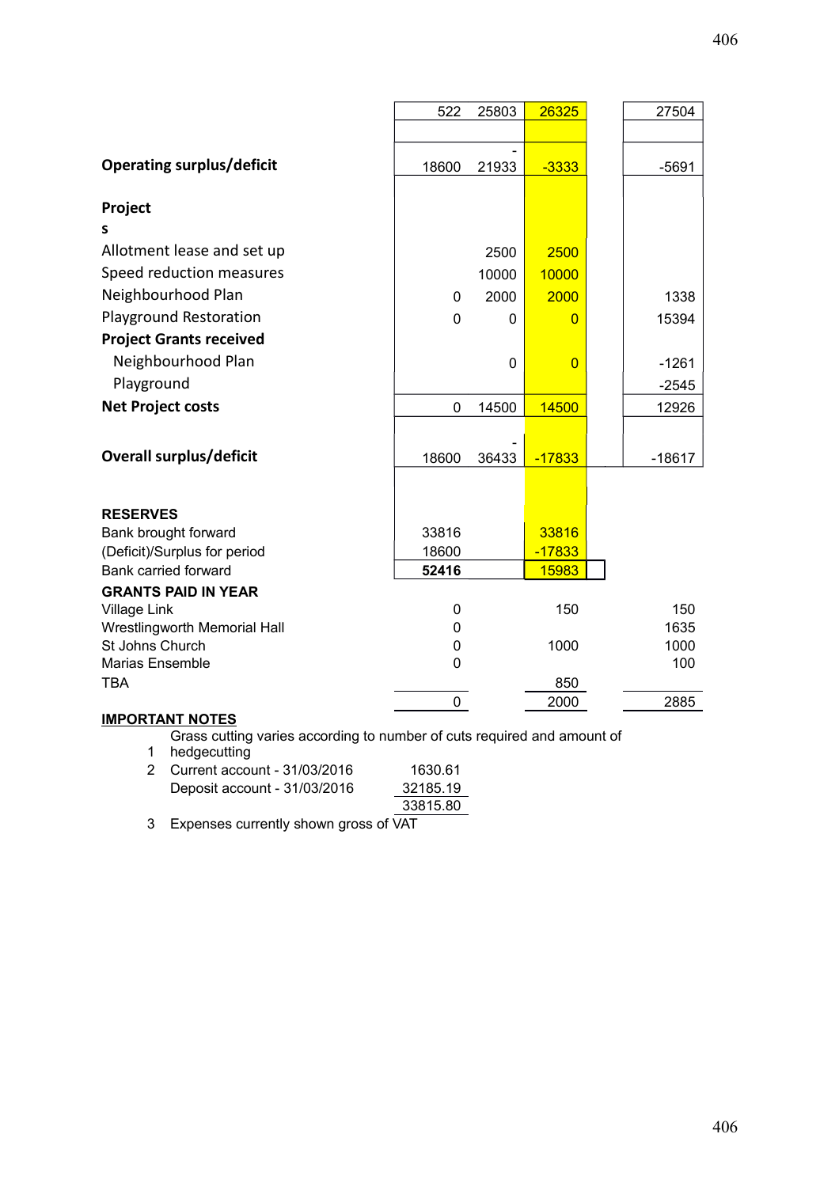| | | | | |
|---|---|---|---|---|
| | 522 | 25803 | 26325 | 27504 |
| | | | | |
| **Operating surplus/deficit** | 18600 | -21933 | -3333 | -5691 |
| **Projects** | | | | |
| Allotment lease and set up | | 2500 | 2500 | |
| Speed reduction measures | | 10000 | 10000 | |
| Neighbourhood Plan | 0 | 2000 | 2000 | 1338 |
| Playground Restoration | 0 | 0 | 0 | 15394 |
| **Project Grants received** | | | | |
| Neighbourhood Plan | | 0 | 0 | -1261 |
| Playground | | | | -2545 |
| **Net Project costs** | 0 | 14500 | 14500 | 12926 |
| **Overall surplus/deficit** | 18600 | -36433 | -17833 | -18617 |
| **RESERVES** | | | | |
| Bank brought forward | 33816 | | 33816 | |
| (Deficit)/Surplus for period | 18600 | | -17833 | |
| Bank carried forward | **52416** | | 15983 | |
| **GRANTS PAID IN YEAR** | | | | |
| Village Link | 0 | | 150 | 150 |
| Wrestlingworth Memorial Hall | 0 | | | 1635 |
| St Johns Church | 0 | | 1000 | 1000 |
| Marias Ensemble | 0 | | | 100 |
| TBA | | | 850 | |
| | 0 | | 2000 | 2885 |

**IMPORTANT NOTES**

1. Grass cutting varies according to number of cuts required and amount of hedgecutting
2. Current account - 31/03/2016 1630.61
   Deposit account - 31/03/2016 32185.19
   33815.80
3. Expenses currently shown gross of VAT